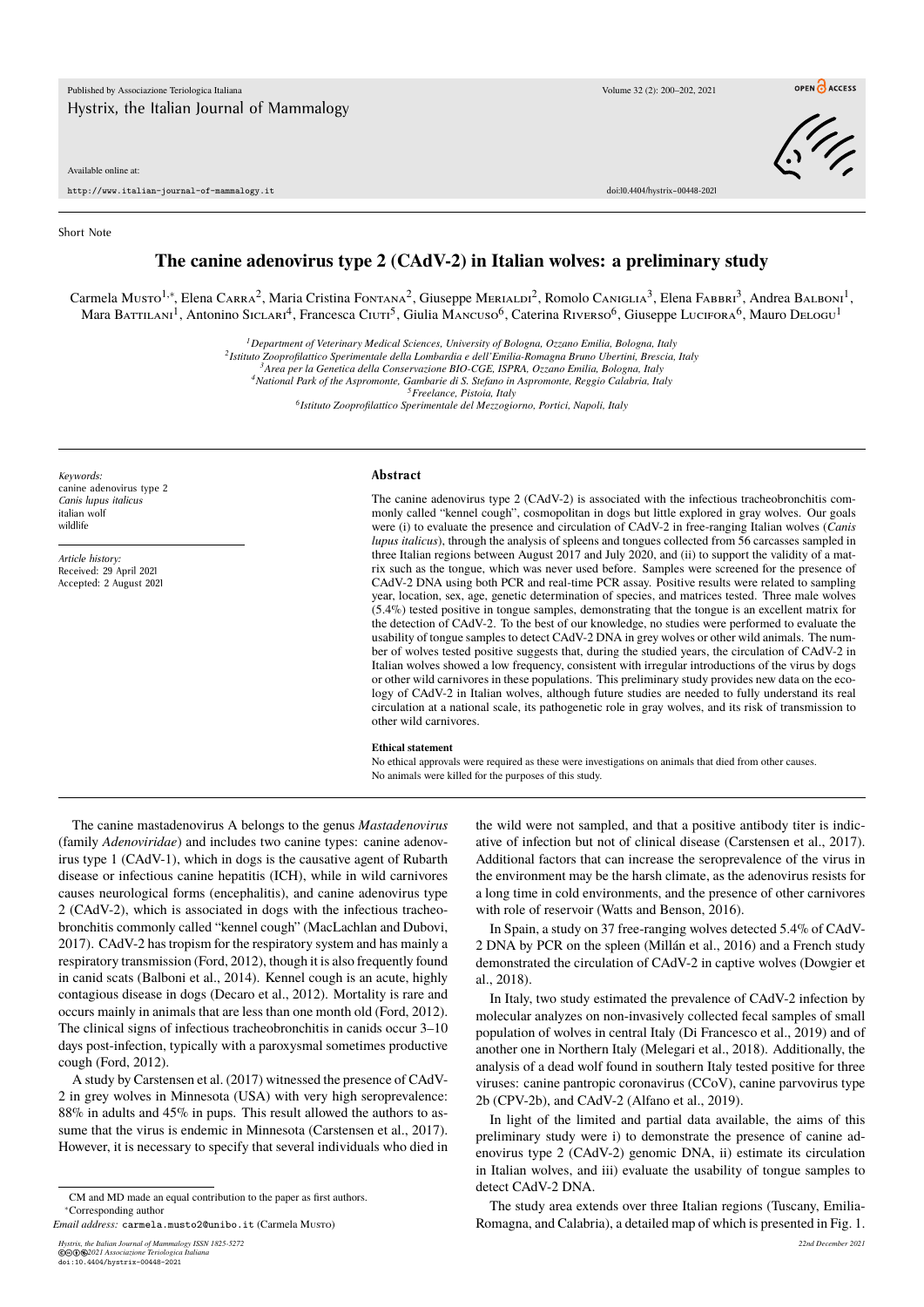Short Note

# The canine adenovirus type 2 (CAdV-2) in Italian wolves: a preliminary study

Carmela Musto[1,*], Elena Carra[2], Maria Cristina Fontana[2], Giuseppe Merialdi[2], Romolo Caniglia[3], Elena Fabbri[3], Andrea Balboni[1], Mara Battilani[1], Antonino Siclari[4], Francesca Ciuti[5], Giulia Mancuso[6], Caterina Riverso[6], Giuseppe Lucifora[6], Mauro Delogu[1]

[1] *Department of Veterinary Medical Sciences, University of Bologna, Ozzano Emilia, Bologna, Italy*
[2] *Istituto Zooprofilattico Sperimentale della Lombardia e dell'Emilia-Romagna Bruno Ubertini, Brescia, Italy*
[3] *Area per la Genetica della Conservazione BIO-CGE, ISPRA, Ozzano Emilia, Bologna, Italy*
[4] *National Park of the Aspromonte, Gambarie di S. Stefano in Aspromonte, Reggio Calabria, Italy*
[5] *Freelance, Pistoia, Italy*
[6] *Istituto Zooprofilattico Sperimentale del Mezzogiorno, Portici, Napoli, Italy*

*Keywords:*
canine adenovirus type 2
*Canis lupus italicus*
italian wolf
wildlife

*Article history:*
Received: 29 April 2021
Accepted: 2 August 2021

## Abstract

The canine adenovirus type 2 (CAdV-2) is associated with the infectious tracheobronchitis commonly called "kennel cough", cosmopolitan in dogs but little explored in gray wolves. Our goals were (i) to evaluate the presence and circulation of CAdV-2 in free-ranging Italian wolves (*Canis lupus italicus*), through the analysis of spleens and tongues collected from 56 carcasses sampled in three Italian regions between August 2017 and July 2020, and (ii) to support the validity of a matrix such as the tongue, which was never used before. Samples were screened for the presence of CAdV-2 DNA using both PCR and real-time PCR assay. Positive results were related to sampling year, location, sex, age, genetic determination of species, and matrices tested. Three male wolves (5.4%) tested positive in tongue samples, demonstrating that the tongue is an excellent matrix for the detection of CAdV-2. To the best of our knowledge, no studies were performed to evaluate the usability of tongue samples to detect CAdV-2 DNA in grey wolves or other wild animals. The number of wolves tested positive suggests that, during the studied years, the circulation of CAdV-2 in Italian wolves showed a low frequency, consistent with irregular introductions of the virus by dogs or other wild carnivores in these populations. This preliminary study provides new data on the ecology of CAdV-2 in Italian wolves, although future studies are needed to fully understand its real circulation at a national scale, its pathogenetic role in gray wolves, and its risk of transmission to other wild carnivores.

**Ethical statement**

No ethical approvals were required as these were investigations on animals that died from other causes. No animals were killed for the purposes of this study.

The canine mastadenovirus A belongs to the genus *Mastadenovirus* (family *Adenoviridae*) and includes two canine types: canine adenovirus type 1 (CAdV-1), which in dogs is the causative agent of Rubarth disease or infectious canine hepatitis (ICH), while in wild carnivores causes neurological forms (encephalitis), and canine adenovirus type 2 (CAdV-2), which is associated in dogs with the infectious tracheobronchitis commonly called "kennel cough" (MacLachlan and Dubovi, 2017). CAdV-2 has tropism for the respiratory system and has mainly a respiratory transmission (Ford, 2012), though it is also frequently found in canid scats (Balboni et al., 2014). Kennel cough is an acute, highly contagious disease in dogs (Decaro et al., 2012). Mortality is rare and occurs mainly in animals that are less than one month old (Ford, 2012). The clinical signs of infectious tracheobronchitis in canids occur 3–10 days post-infection, typically with a paroxysmal sometimes productive cough (Ford, 2012).

A study by Carstensen et al. (2017) witnessed the presence of CAdV-2 in grey wolves in Minnesota (USA) with very high seroprevalence: 88% in adults and 45% in pups. This result allowed the authors to assume that the virus is endemic in Minnesota (Carstensen et al., 2017). However, it is necessary to specify that several individuals who died in the wild were not sampled, and that a positive antibody titer is indicative of infection but not of clinical disease (Carstensen et al., 2017). Additional factors that can increase the seroprevalence of the virus in the environment may be the harsh climate, as the adenovirus resists for a long time in cold environments, and the presence of other carnivores with role of reservoir (Watts and Benson, 2016).

In Spain, a study on 37 free-ranging wolves detected 5.4% of CAdV-2 DNA by PCR on the spleen (Millán et al., 2016) and a French study demonstrated the circulation of CAdV-2 in captive wolves (Dowgier et al., 2018).

In Italy, two study estimated the prevalence of CAdV-2 infection by molecular analyzes on non-invasively collected fecal samples of small population of wolves in central Italy (Di Francesco et al., 2019) and of another one in Northern Italy (Melegari et al., 2018). Additionally, the analysis of a dead wolf found in southern Italy tested positive for three viruses: canine pantropic coronavirus (CCoV), canine parvovirus type 2b (CPV-2b), and CAdV-2 (Alfano et al., 2019).

In light of the limited and partial data available, the aims of this preliminary study were i) to demonstrate the presence of canine adenovirus type 2 (CAdV-2) genomic DNA, ii) estimate its circulation in Italian wolves, and iii) evaluate the usability of tongue samples to detect CAdV-2 DNA.

The study area extends over three Italian regions (Tuscany, Emilia-Romagna, and Calabria), a detailed map of which is presented in Fig. 1.

CM and MD made an equal contribution to the paper as first authors.
*Corresponding author
*Email address:* carmela.musto2@unibo.it (Carmela Musto)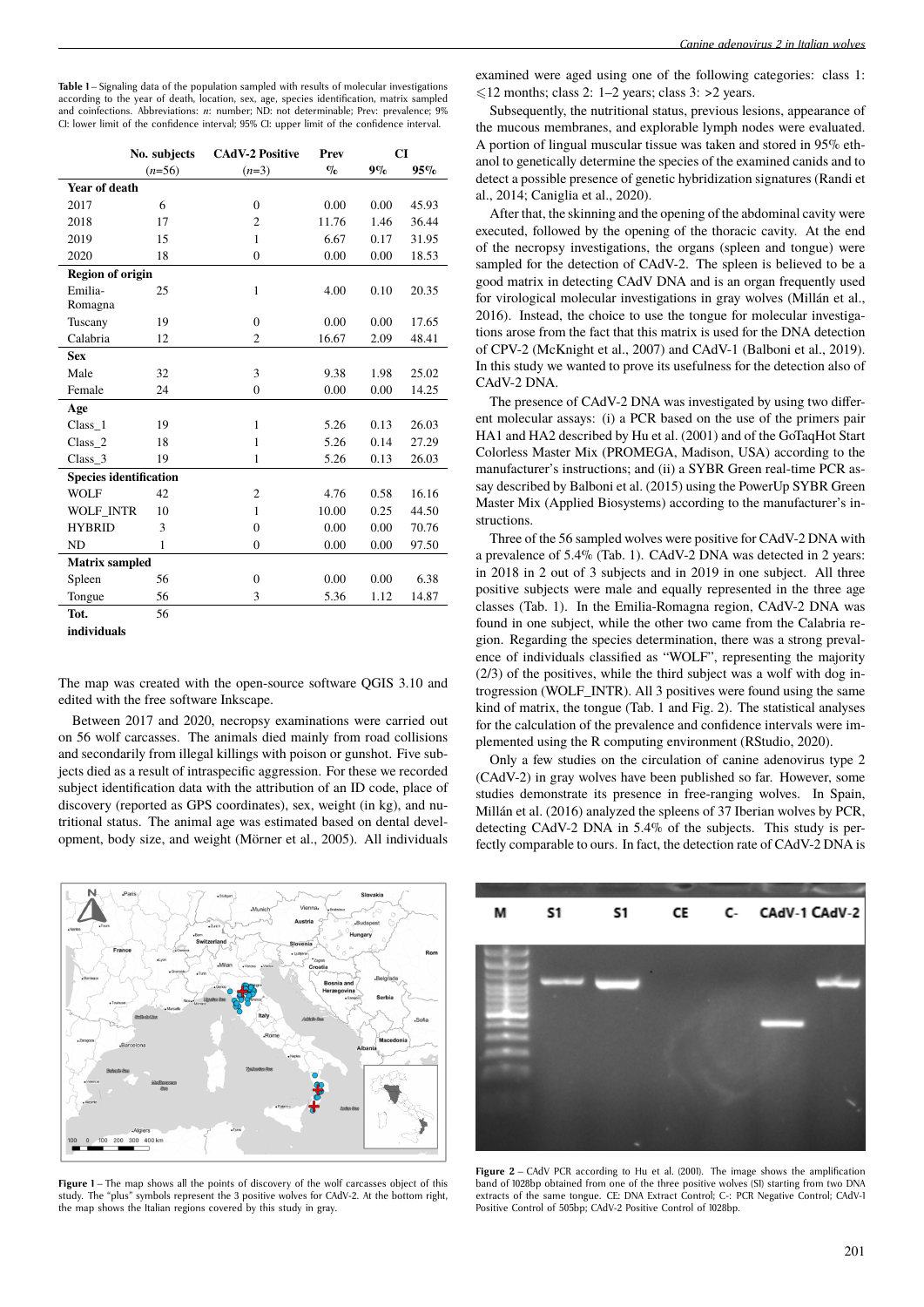**Table 1** – Signaling data of the population sampled with results of molecular investigations according to the year of death, location, sex, age, species identification, matrix sampled and coinfections. Abbreviations: *n*: number; ND: not determinable; Prev: prevalence; 9% CI: lower limit of the confidence interval; 95% CI: upper limit of the confidence interval.

| | No. subjects | CAdV-2 Positive | Prev | CI | |
|---|---|---|---|---|---|
| | (*n*=56) | (*n*=3) | % | 9% | 95% |
| **Year of death** | | | | | |
| 2017 | 6 | 0 | 0.00 | 0.00 | 45.93 |
| 2018 | 17 | 2 | 11.76 | 1.46 | 36.44 |
| 2019 | 15 | 1 | 6.67 | 0.17 | 31.95 |
| 2020 | 18 | 0 | 0.00 | 0.00 | 18.53 |
| **Region of origin** | | | | | |
| Emilia-Romagna | 25 | 1 | 4.00 | 0.10 | 20.35 |
| Tuscany | 19 | 0 | 0.00 | 0.00 | 17.65 |
| Calabria | 12 | 2 | 16.67 | 2.09 | 48.41 |
| **Sex** | | | | | |
| Male | 32 | 3 | 9.38 | 1.98 | 25.02 |
| Female | 24 | 0 | 0.00 | 0.00 | 14.25 |
| **Age** | | | | | |
| Class_1 | 19 | 1 | 5.26 | 0.13 | 26.03 |
| Class_2 | 18 | 1 | 5.26 | 0.14 | 27.29 |
| Class_3 | 19 | 1 | 5.26 | 0.13 | 26.03 |
| **Species identification** | | | | | |
| WOLF | 42 | 2 | 4.76 | 0.58 | 16.16 |
| WOLF_INTR | 10 | 1 | 10.00 | 0.25 | 44.50 |
| HYBRID | 3 | 0 | 0.00 | 0.00 | 70.76 |
| ND | 1 | 0 | 0.00 | 0.00 | 97.50 |
| **Matrix sampled** | | | | | |
| Spleen | 56 | 0 | 0.00 | 0.00 | 6.38 |
| Tongue | 56 | 3 | 5.36 | 1.12 | 14.87 |
| **Tot. individuals** | 56 | | | | |

The map was created with the open-source software QGIS 3.10 and edited with the free software Inkscape.

Between 2017 and 2020, necropsy examinations were carried out on 56 wolf carcasses. The animals died mainly from road collisions and secondarily from illegal killings with poison or gunshot. Five subjects died as a result of intraspecific aggression. For these we recorded subject identification data with the attribution of an ID code, place of discovery (reported as GPS coordinates), sex, weight (in kg), and nutritional status. The animal age was estimated based on dental development, body size, and weight (Mörner et al., 2005). All individuals examined were aged using one of the following categories: class 1: ⩽12 months; class 2: 1–2 years; class 3: >2 years.

Subsequently, the nutritional status, previous lesions, appearance of the mucous membranes, and explorable lymph nodes were evaluated. A portion of lingual muscular tissue was taken and stored in 95% ethanol to genetically determine the species of the examined canids and to detect a possible presence of genetic hybridization signatures (Randi et al., 2014; Caniglia et al., 2020).

After that, the skinning and the opening of the abdominal cavity were executed, followed by the opening of the thoracic cavity. At the end of the necropsy investigations, the organs (spleen and tongue) were sampled for the detection of CAdV-2. The spleen is believed to be a good matrix in detecting CAdV DNA and is an organ frequently used for virological molecular investigations in gray wolves (Millán et al., 2016). Instead, the choice to use the tongue for molecular investigations arose from the fact that this matrix is used for the DNA detection of CPV-2 (McKnight et al., 2007) and CAdV-1 (Balboni et al., 2019). In this study we wanted to prove its usefulness for the detection also of CAdV-2 DNA.

The presence of CAdV-2 DNA was investigated by using two different molecular assays: (i) a PCR based on the use of the primers pair HA1 and HA2 described by Hu et al. (2001) and of the GoTaqHot Start Colorless Master Mix (PROMEGA, Madison, USA) according to the manufacturer's instructions; and (ii) a SYBR Green real-time PCR assay described by Balboni et al. (2015) using the PowerUp SYBR Green Master Mix (Applied Biosystems) according to the manufacturer's instructions.

Three of the 56 sampled wolves were positive for CAdV-2 DNA with a prevalence of 5.4% (Tab. 1). CAdV-2 DNA was detected in 2 years: in 2018 in 2 out of 3 subjects and in 2019 in one subject. All three positive subjects were male and equally represented in the three age classes (Tab. 1). In the Emilia-Romagna region, CAdV-2 DNA was found in one subject, while the other two came from the Calabria region. Regarding the species determination, there was a strong prevalence of individuals classified as "WOLF", representing the majority (2/3) of the positives, while the third subject was a wolf with dog introgression (WOLF_INTR). All 3 positives were found using the same kind of matrix, the tongue (Tab. 1 and Fig. 2). The statistical analyses for the calculation of the prevalence and confidence intervals were implemented using the R computing environment (RStudio, 2020).

Only a few studies on the circulation of canine adenovirus type 2 (CAdV-2) in gray wolves have been published so far. However, some studies demonstrate its presence in free-ranging wolves. In Spain, Millán et al. (2016) analyzed the spleens of 37 Iberian wolves by PCR, detecting CAdV-2 DNA in 5.4% of the subjects. This study is perfectly comparable to ours. In fact, the detection rate of CAdV-2 DNA is

**Figure 1** – The map shows all the points of discovery of the wolf carcasses object of this study. The "plus" symbols represent the 3 positive wolves for CAdV-2. At the bottom right, the map shows the Italian regions covered by this study in gray.

**Figure 2** – CAdV PCR according to Hu et al. (2001). The image shows the amplification band of 1028bp obtained from one of the three positive wolves (S1) starting from two DNA extracts of the same tongue. CE: DNA Extract Control; C-: PCR Negative Control; CAdV-1 Positive Control of 505bp; CAdV-2 Positive Control of 1028bp.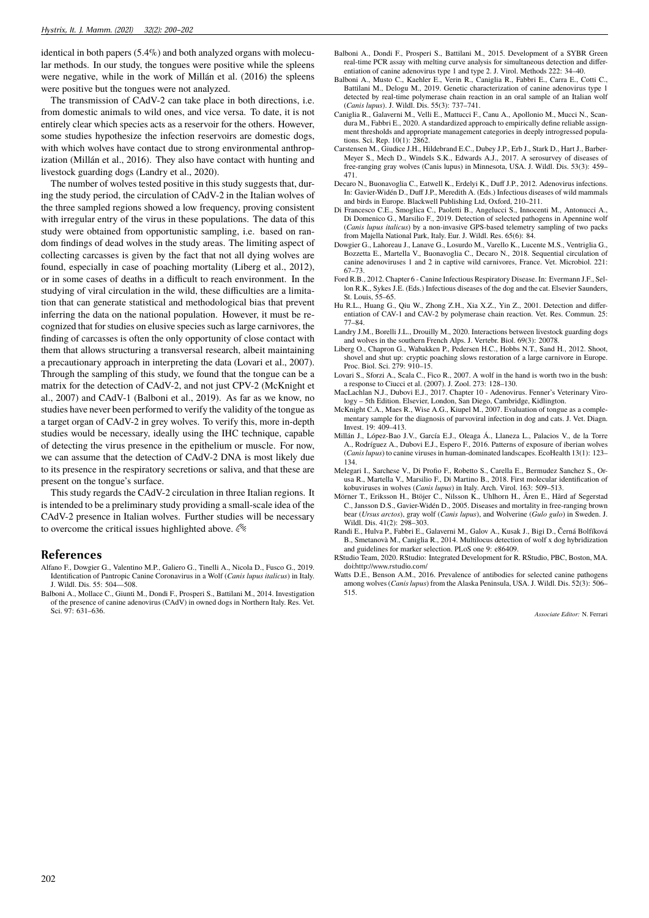identical in both papers (5.4%) and both analyzed organs with molecular methods. In our study, the tongues were positive while the spleens were negative, while in the work of Millán et al. (2016) the spleens were positive but the tongues were not analyzed.

The transmission of CAdV-2 can take place in both directions, i.e. from domestic animals to wild ones, and vice versa. To date, it is not entirely clear which species acts as a reservoir for the others. However, some studies hypothesize the infection reservoirs are domestic dogs, with which wolves have contact due to strong environmental anthropization (Millán et al., 2016). They also have contact with hunting and livestock guarding dogs (Landry et al., 2020).

The number of wolves tested positive in this study suggests that, during the study period, the circulation of CAdV-2 in the Italian wolves of the three sampled regions showed a low frequency, proving consistent with irregular entry of the virus in these populations. The data of this study were obtained from opportunistic sampling, i.e. based on random findings of dead wolves in the study areas. The limiting aspect of collecting carcasses is given by the fact that not all dying wolves are found, especially in case of poaching mortality (Liberg et al., 2012), or in some cases of deaths in a difficult to reach environment. In the studying of viral circulation in the wild, these difficulties are a limitation that can generate statistical and methodological bias that prevent inferring the data on the national population. However, it must be recognized that for studies on elusive species such as large carnivores, the finding of carcasses is often the only opportunity of close contact with them that allows structuring a transversal research, albeit maintaining a precautionary approach in interpreting the data (Lovari et al., 2007). Through the sampling of this study, we found that the tongue can be a matrix for the detection of CAdV-2, and not just CPV-2 (McKnight et al., 2007) and CAdV-1 (Balboni et al., 2019). As far as we know, no studies have never been performed to verify the validity of the tongue as a target organ of CAdV-2 in grey wolves. To verify this, more in-depth studies would be necessary, ideally using the IHC technique, capable of detecting the virus presence in the epithelium or muscle. For now, we can assume that the detection of CAdV-2 DNA is most likely due to its presence in the respiratory secretions or saliva, and that these are present on the tongue's surface.

This study regards the CAdV-2 circulation in three Italian regions. It is intended to be a preliminary study providing a small-scale idea of the CAdV-2 presence in Italian wolves. Further studies will be necessary to overcome the critical issues highlighted above.

## References

Alfano F., Dowgier G., Valentino M.P., Galiero G., Tinelli A., Nicola D., Fusco G., 2019. Identification of Pantropic Canine Coronavirus in a Wolf (*Canis lupus italicus*) in Italy. J. Wildl. Dis. 55: 504—508.

Balboni A., Mollace C., Giunti M., Dondi F., Prosperi S., Battilani M., 2014. Investigation of the presence of canine adenovirus (CAdV) in owned dogs in Northern Italy. Res. Vet. Sci. 97: 631–636.

Balboni A., Dondi F., Prosperi S., Battilani M., 2015. Development of a SYBR Green real-time PCR assay with melting curve analysis for simultaneous detection and differentiation of canine adenovirus type 1 and type 2. J. Virol. Methods 222: 34–40.

Balboni A., Musto C., Kaehler E., Verin R., Caniglia R., Fabbri E., Carra E., Cotti C., Battilani M., Delogu M., 2019. Genetic characterization of canine adenovirus type 1 detected by real-time polymerase chain reaction in an oral sample of an Italian wolf (*Canis lupus*). J. Wildl. Dis. 55(3): 737–741.

Caniglia R., Galaverni M., Velli E., Mattucci F., Canu A., Apollonio M., Mucci N., Scandura M., Fabbri E., 2020. A standardized approach to empirically define reliable assignment thresholds and appropriate management categories in deeply introgressed populations. Sci. Rep. 10(1): 2862.

Carstensen M., Giudice J.H., Hildebrand E.C., Dubey J.P., Erb J., Stark D., Hart J., Barber-Meyer S., Mech D., Windels S.K., Edwards A.J., 2017. A serosurvey of diseases of free-ranging gray wolves (Canis lupus) in Minnesota, USA. J. Wildl. Dis. 53(3): 459–471.

Decaro N., Buonavoglia C., Eatwell K., Erdelyi K., Duff J.P., 2012. Adenovirus infections. In: Gavier-Widén D., Duff J.P., Meredith A. (Eds.) Infectious diseases of wild mammals and birds in Europe. Blackwell Publishing Ltd, Oxford, 210–211.

Di Francesco C.E., Smoglica C., Paoletti B., Angelucci S., Innocenti M., Antonucci A., Di Domenico G., Marsilio F., 2019. Detection of selected pathogens in Apennine wolf (*Canis lupus italicus*) by a non-invasive GPS-based telemetry sampling of two packs from Majella National Park, Italy. Eur. J. Wildl. Res. 65(6): 84.

Dowgier G., Lahoreau J., Lanave G., Losurdo M., Varello K., Lucente M.S., Ventriglia G., Bozzetta E., Martella V., Buonavoglia C., Decaro N., 2018. Sequential circulation of canine adenoviruses 1 and 2 in captive wild carnivores, France. Vet. Microbiol. 221: 67–73.

Ford R.B., 2012. Chapter 6 - Canine Infectious Respiratory Disease. In: Evermann J.F., Sellon R.K., Sykes J.E. (Eds.) Infectious diseases of the dog and the cat. Elsevier Saunders, St. Louis, 55–65.

Hu R.L., Huang G., Qiu W., Zhong Z.H., Xia X.Z., Yin Z., 2001. Detection and differentiation of CAV-1 and CAV-2 by polymerase chain reaction. Vet. Res. Commun. 25: 77–84.

Landry J.M., Borelli J.L., Drouilly M., 2020. Interactions between livestock guarding dogs and wolves in the southern French Alps. J. Vertebr. Biol. 69(3): 20078.

Liberg O., Chapron G., Wabakken P., Pedersen H.C., Hobbs N.T., Sand H., 2012. Shoot, shovel and shut up: cryptic poaching slows restoration of a large carnivore in Europe. Proc. Biol. Sci. 279: 910–15.

Lovari S., Sforzi A., Scala C., Fico R., 2007. A wolf in the hand is worth two in the bush: a response to Ciucci et al. (2007). J. Zool. 273: 128–130.

MacLachlan N.J., Dubovi E.J., 2017. Chapter 10 - Adenovirus. Fenner's Veterinary Virology – 5th Edition. Elsevier, London, San Diego, Cambridge, Kidlington.

McKnight C.A., Maes R., Wise A.G., Kiupel M., 2007. Evaluation of tongue as a complementary sample for the diagnosis of parvoviral infection in dog and cats. J. Vet. Diagn. Invest. 19: 409–413.

Millán J., López-Bao J.V., García E.J., Oleaga Á., Llaneza L., Palacios V., de la Torre A., Rodríguez A., Dubovi E.J., Espero F., 2016. Patterns of exposure of iberian wolves (*Canis lupus*) to canine viruses in human-dominated landscapes. EcoHealth 13(1): 123–134.

Melegari I., Sarchese V., Di Profio F., Robetto S., Carella E., Bermudez Sanchez S., Orusa R., Martella V., Marsilio F., Di Martino B., 2018. First molecular identification of kobuviruses in wolves (*Canis lupus*) in Italy. Arch. Virol. 163: 509–513.

Mörner T., Eriksson H., Btöjer C., Nilsson K., Uhlhorn H., Åren E., Hård af Segerstad C., Jansson D.S., Gavier-Widén D., 2005. Diseases and mortality in free-ranging brown bear (*Ursus arctos*), gray wolf (*Canis lupus*), and Wolverine (*Gulo gulo*) in Sweden. J. Wildl. Dis. 41(2): 298–303.

Randi E., Hulva P., Fabbri E., Galaverni M., Galov A., Kusak J., Bigi D., Černá Bolfíková B., Smetanovà M., Caniglia R., 2014. Multilocus detection of wolf x dog hybridization and guidelines for marker selection. PLoS one 9: e86409.

RStudio Team, 2020. RStudio: Integrated Development for R. RStudio, PBC, Boston, MA. doi:http://www.rstudio.com/

Watts D.E., Benson A.M., 2016. Prevalence of antibodies for selected canine pathogens among wolves (*Canis lupus*) from the Alaska Peninsula, USA. J. Wildl. Dis. 52(3): 506–515.

*Associate Editor:* N. Ferrari